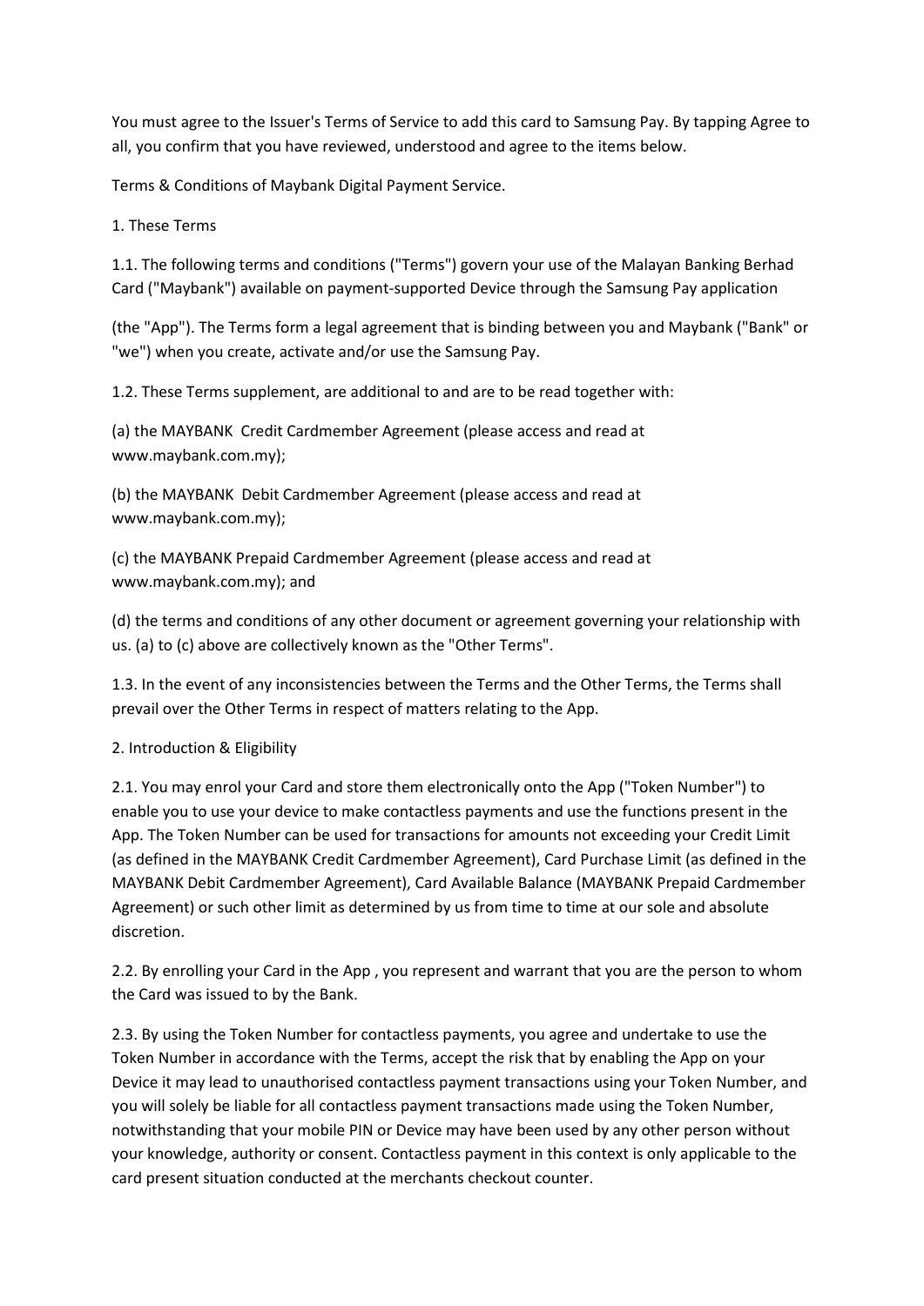You must agree to the Issuer's Terms of Service to add this card to Samsung Pay. By tapping Agree to all, you confirm that you have reviewed, understood and agree to the items below.

Terms & Conditions of Maybank Digital Payment Service.

1. These Terms

1.1. The following terms and conditions ("Terms") govern your use of the Malayan Banking Berhad Card ("Maybank") available on payment-supported Device through the Samsung Pay application

(the "App"). The Terms form a legal agreement that is binding between you and Maybank ("Bank" or "we") when you create, activate and/or use the Samsung Pay.

1.2. These Terms supplement, are additional to and are to be read together with:

(a) the MAYBANK Credit Cardmember Agreement (please access and read at www.maybank.com.my);

(b) the MAYBANK Debit Cardmember Agreement (please access and read at www.maybank.com.my);

(c) the MAYBANK Prepaid Cardmember Agreement (please access and read at www.maybank.com.my); and

(d) the terms and conditions of any other document or agreement governing your relationship with us. (a) to (c) above are collectively known as the "Other Terms".

1.3. In the event of any inconsistencies between the Terms and the Other Terms, the Terms shall prevail over the Other Terms in respect of matters relating to the App.

2. Introduction & Eligibility

2.1. You may enrol your Card and store them electronically onto the App ("Token Number") to enable you to use your device to make contactless payments and use the functions present in the App. The Token Number can be used for transactions for amounts not exceeding your Credit Limit (as defined in the MAYBANK Credit Cardmember Agreement), Card Purchase Limit (as defined in the MAYBANK Debit Cardmember Agreement), Card Available Balance (MAYBANK Prepaid Cardmember Agreement) or such other limit as determined by us from time to time at our sole and absolute discretion.

2.2. By enrolling your Card in the App , you represent and warrant that you are the person to whom the Card was issued to by the Bank.

2.3. By using the Token Number for contactless payments, you agree and undertake to use the Token Number in accordance with the Terms, accept the risk that by enabling the App on your Device it may lead to unauthorised contactless payment transactions using your Token Number, and you will solely be liable for all contactless payment transactions made using the Token Number, notwithstanding that your mobile PIN or Device may have been used by any other person without your knowledge, authority or consent. Contactless payment in this context is only applicable to the card present situation conducted at the merchants checkout counter.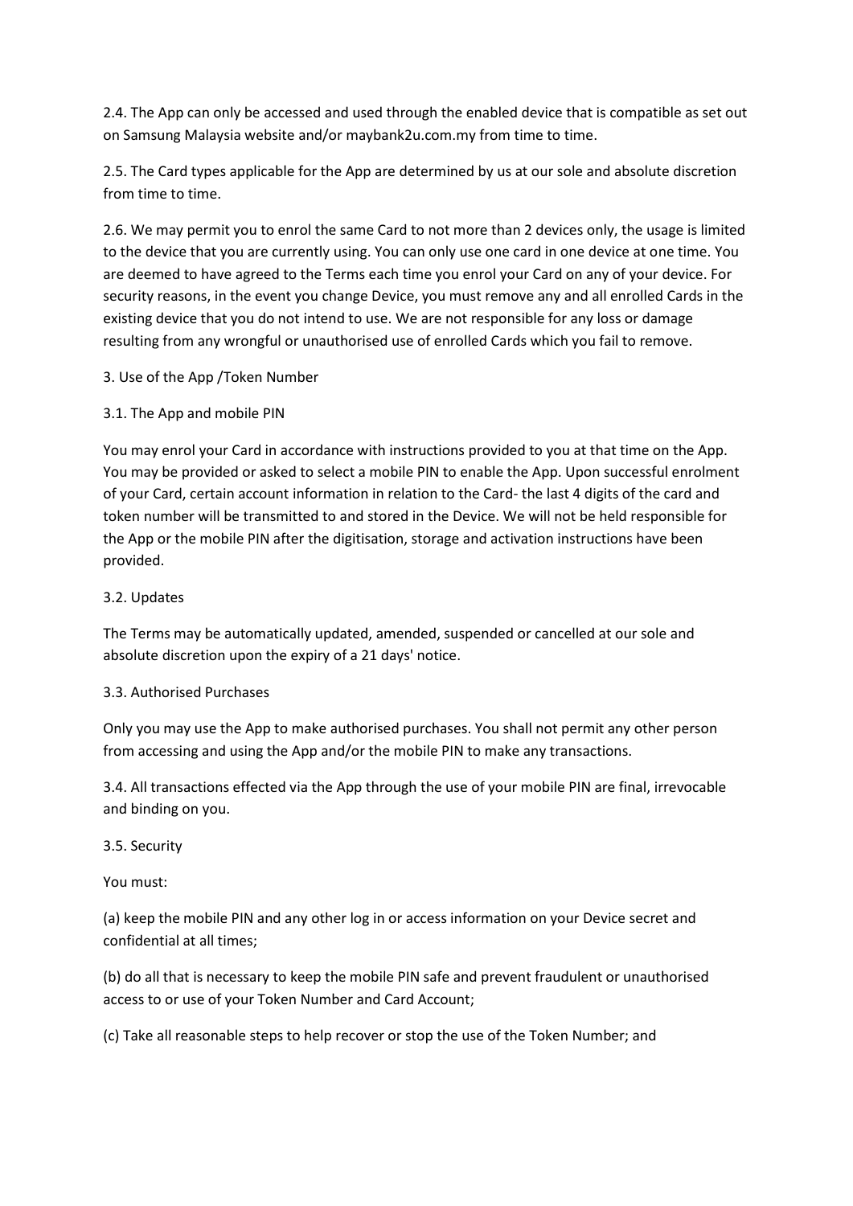2.4. The App can only be accessed and used through the enabled device that is compatible as set out on Samsung Malaysia website and/or maybank2u.com.my from time to time.

2.5. The Card types applicable for the App are determined by us at our sole and absolute discretion from time to time.

2.6. We may permit you to enrol the same Card to not more than 2 devices only, the usage is limited to the device that you are currently using. You can only use one card in one device at one time. You are deemed to have agreed to the Terms each time you enrol your Card on any of your device. For security reasons, in the event you change Device, you must remove any and all enrolled Cards in the existing device that you do not intend to use. We are not responsible for any loss or damage resulting from any wrongful or unauthorised use of enrolled Cards which you fail to remove.

3. Use of the App /Token Number

3.1. The App and mobile PIN

You may enrol your Card in accordance with instructions provided to you at that time on the App. You may be provided or asked to select a mobile PIN to enable the App. Upon successful enrolment of your Card, certain account information in relation to the Card- the last 4 digits of the card and token number will be transmitted to and stored in the Device. We will not be held responsible for the App or the mobile PIN after the digitisation, storage and activation instructions have been provided.

3.2. Updates

The Terms may be automatically updated, amended, suspended or cancelled at our sole and absolute discretion upon the expiry of a 21 days' notice.

3.3. Authorised Purchases

Only you may use the App to make authorised purchases. You shall not permit any other person from accessing and using the App and/or the mobile PIN to make any transactions.

3.4. All transactions effected via the App through the use of your mobile PIN are final, irrevocable and binding on you.

3.5. Security

You must:

(a) keep the mobile PIN and any other log in or access information on your Device secret and confidential at all times;

(b) do all that is necessary to keep the mobile PIN safe and prevent fraudulent or unauthorised access to or use of your Token Number and Card Account;

(c) Take all reasonable steps to help recover or stop the use of the Token Number; and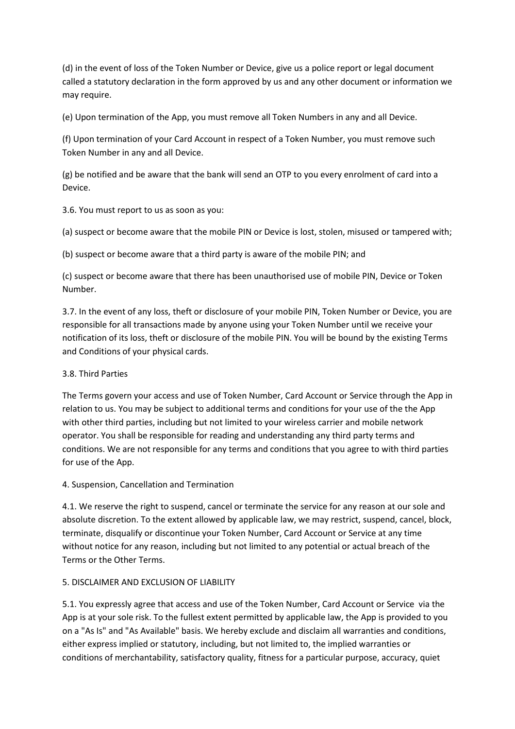(d) in the event of loss of the Token Number or Device, give us a police report or legal document called a statutory declaration in the form approved by us and any other document or information we may require.

(e) Upon termination of the App, you must remove all Token Numbers in any and all Device.

(f) Upon termination of your Card Account in respect of a Token Number, you must remove such Token Number in any and all Device.

(g) be notified and be aware that the bank will send an OTP to you every enrolment of card into a Device.

3.6. You must report to us as soon as you:

(a) suspect or become aware that the mobile PIN or Device is lost, stolen, misused or tampered with;

(b) suspect or become aware that a third party is aware of the mobile PIN; and

(c) suspect or become aware that there has been unauthorised use of mobile PIN, Device or Token Number.

3.7. In the event of any loss, theft or disclosure of your mobile PIN, Token Number or Device, you are responsible for all transactions made by anyone using your Token Number until we receive your notification of its loss, theft or disclosure of the mobile PIN. You will be bound by the existing Terms and Conditions of your physical cards.

3.8. Third Parties

The Terms govern your access and use of Token Number, Card Account or Service through the App in relation to us. You may be subject to additional terms and conditions for your use of the the App with other third parties, including but not limited to your wireless carrier and mobile network operator. You shall be responsible for reading and understanding any third party terms and conditions. We are not responsible for any terms and conditions that you agree to with third parties for use of the App.

4. Suspension, Cancellation and Termination

4.1. We reserve the right to suspend, cancel or terminate the service for any reason at our sole and absolute discretion. To the extent allowed by applicable law, we may restrict, suspend, cancel, block, terminate, disqualify or discontinue your Token Number, Card Account or Service at any time without notice for any reason, including but not limited to any potential or actual breach of the Terms or the Other Terms.

5. DISCLAIMER AND EXCLUSION OF LIABILITY

5.1. You expressly agree that access and use of the Token Number, Card Account or Service via the App is at your sole risk. To the fullest extent permitted by applicable law, the App is provided to you on a "As Is" and "As Available" basis. We hereby exclude and disclaim all warranties and conditions, either express implied or statutory, including, but not limited to, the implied warranties or conditions of merchantability, satisfactory quality, fitness for a particular purpose, accuracy, quiet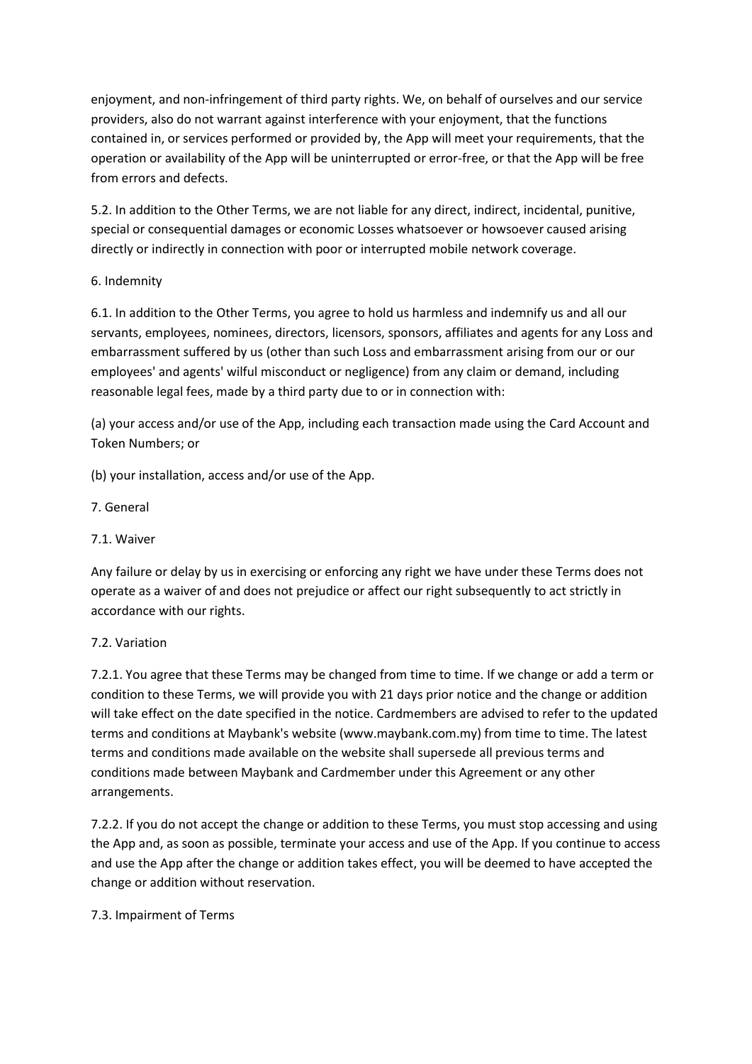enjoyment, and non-infringement of third party rights. We, on behalf of ourselves and our service providers, also do not warrant against interference with your enjoyment, that the functions contained in, or services performed or provided by, the App will meet your requirements, that the operation or availability of the App will be uninterrupted or error-free, or that the App will be free from errors and defects.

5.2. In addition to the Other Terms, we are not liable for any direct, indirect, incidental, punitive, special or consequential damages or economic Losses whatsoever or howsoever caused arising directly or indirectly in connection with poor or interrupted mobile network coverage.

## 6. Indemnity

6.1. In addition to the Other Terms, you agree to hold us harmless and indemnify us and all our servants, employees, nominees, directors, licensors, sponsors, affiliates and agents for any Loss and embarrassment suffered by us (other than such Loss and embarrassment arising from our or our employees' and agents' wilful misconduct or negligence) from any claim or demand, including reasonable legal fees, made by a third party due to or in connection with:

(a) your access and/or use of the App, including each transaction made using the Card Account and Token Numbers; or

(b) your installation, access and/or use of the App.

## 7. General

### 7.1. Waiver

Any failure or delay by us in exercising or enforcing any right we have under these Terms does not operate as a waiver of and does not prejudice or affect our right subsequently to act strictly in accordance with our rights.

### 7.2. Variation

7.2.1. You agree that these Terms may be changed from time to time. If we change or add a term or condition to these Terms, we will provide you with 21 days prior notice and the change or addition will take effect on the date specified in the notice. Cardmembers are advised to refer to the updated terms and conditions at Maybank's website (www.maybank.com.my) from time to time. The latest terms and conditions made available on the website shall supersede all previous terms and conditions made between Maybank and Cardmember under this Agreement or any other arrangements.

7.2.2. If you do not accept the change or addition to these Terms, you must stop accessing and using the App and, as soon as possible, terminate your access and use of the App. If you continue to access and use the App after the change or addition takes effect, you will be deemed to have accepted the change or addition without reservation.

### 7.3. Impairment of Terms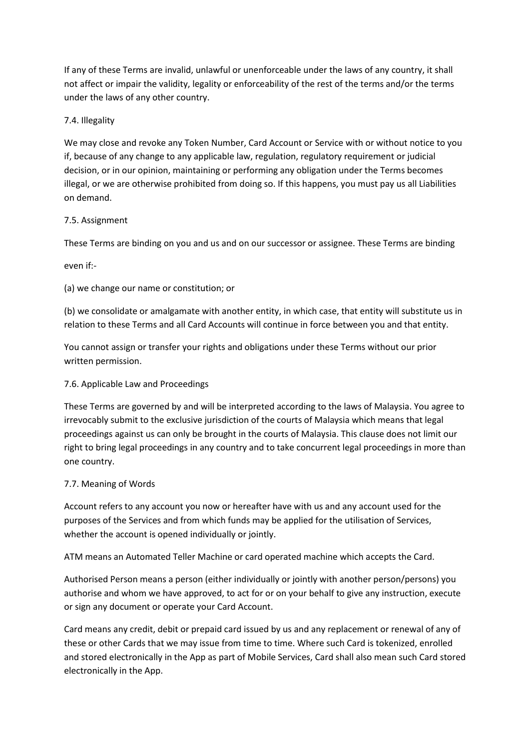If any of these Terms are invalid, unlawful or unenforceable under the laws of any country, it shall not affect or impair the validity, legality or enforceability of the rest of the terms and/or the terms under the laws of any other country.

### 7.4. Illegality

We may close and revoke any Token Number, Card Account or Service with or without notice to you if, because of any change to any applicable law, regulation, regulatory requirement or judicial decision, or in our opinion, maintaining or performing any obligation under the Terms becomes illegal, or we are otherwise prohibited from doing so. If this happens, you must pay us all Liabilities on demand.

### 7.5. Assignment

These Terms are binding on you and us and on our successor or assignee. These Terms are binding even if:-

(a) we change our name or constitution; or

(b) we consolidate or amalgamate with another entity, in which case, that entity will substitute us in relation to these Terms and all Card Accounts will continue in force between you and that entity.

You cannot assign or transfer your rights and obligations under these Terms without our prior written permission.

### 7.6. Applicable Law and Proceedings

These Terms are governed by and will be interpreted according to the laws of Malaysia. You agree to irrevocably submit to the exclusive jurisdiction of the courts of Malaysia which means that legal proceedings against us can only be brought in the courts of Malaysia. This clause does not limit our right to bring legal proceedings in any country and to take concurrent legal proceedings in more than one country.

### 7.7. Meaning of Words

Account refers to any account you now or hereafter have with us and any account used for the purposes of the Services and from which funds may be applied for the utilisation of Services, whether the account is opened individually or jointly.

ATM means an Automated Teller Machine or card operated machine which accepts the Card.

Authorised Person means a person (either individually or jointly with another person/persons) you authorise and whom we have approved, to act for or on your behalf to give any instruction, execute or sign any document or operate your Card Account.

Card means any credit, debit or prepaid card issued by us and any replacement or renewal of any of these or other Cards that we may issue from time to time. Where such Card is tokenized, enrolled and stored electronically in the App as part of Mobile Services, Card shall also mean such Card stored electronically in the App.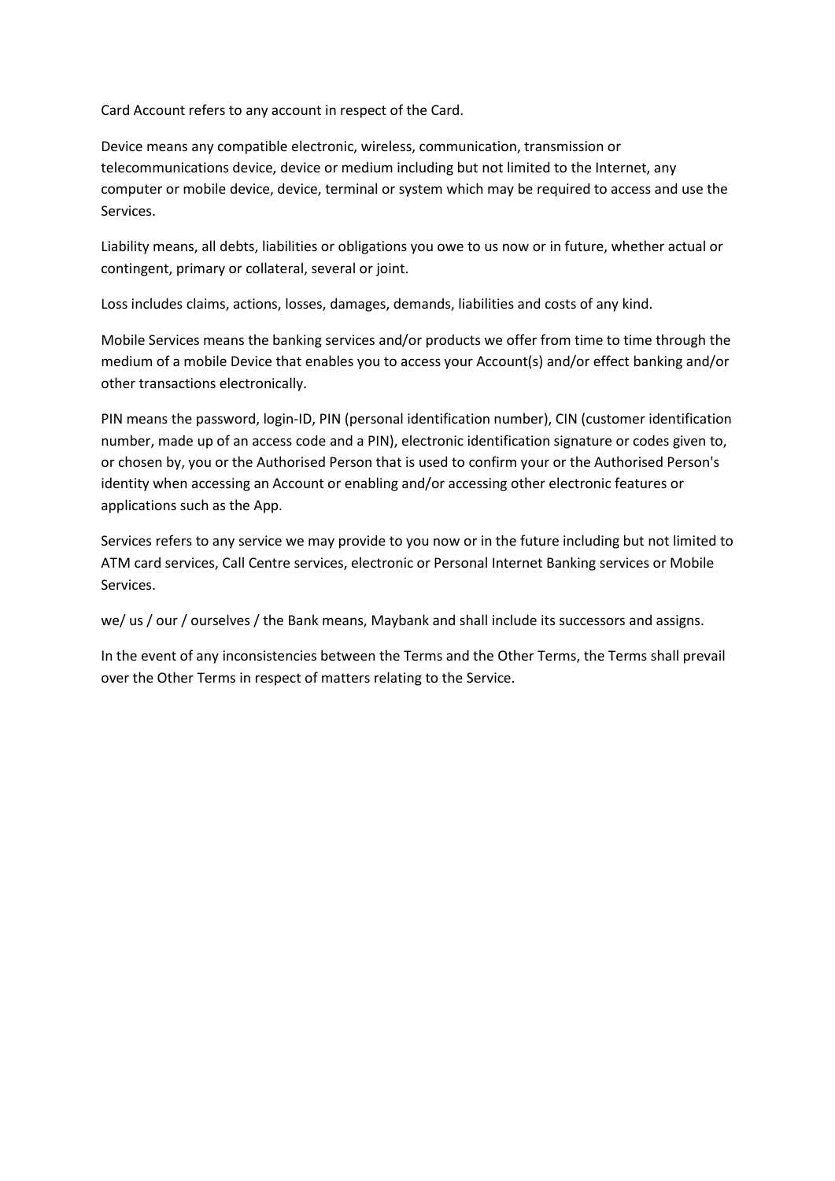Card Account refers to any account in respect of the Card.

Device means any compatible electronic, wireless, communication, transmission or telecommunications device, device or medium including but not limited to the Internet, any computer or mobile device, device, terminal or system which may be required to access and use the Services.

Liability means, all debts, liabilities or obligations you owe to us now or in future, whether actual or contingent, primary or collateral, several or joint.

Loss includes claims, actions, losses, damages, demands, liabilities and costs of any kind.

Mobile Services means the banking services and/or products we offer from time to time through the medium of a mobile Device that enables you to access your Account(s) and/or effect banking and/or other transactions electronically.

PIN means the password, login-ID, PIN (personal identification number), CIN (customer identification number, made up of an access code and a PIN), electronic identification signature or codes given to, or chosen by, you or the Authorised Person that is used to confirm your or the Authorised Person's identity when accessing an Account or enabling and/or accessing other electronic features or applications such as the App.

Services refers to any service we may provide to you now or in the future including but not limited to ATM card services, Call Centre services, electronic or Personal Internet Banking services or Mobile Services.

we/ us / our / ourselves / the Bank means, Maybank and shall include its successors and assigns.

In the event of any inconsistencies between the Terms and the Other Terms, the Terms shall prevail over the Other Terms in respect of matters relating to the Service.